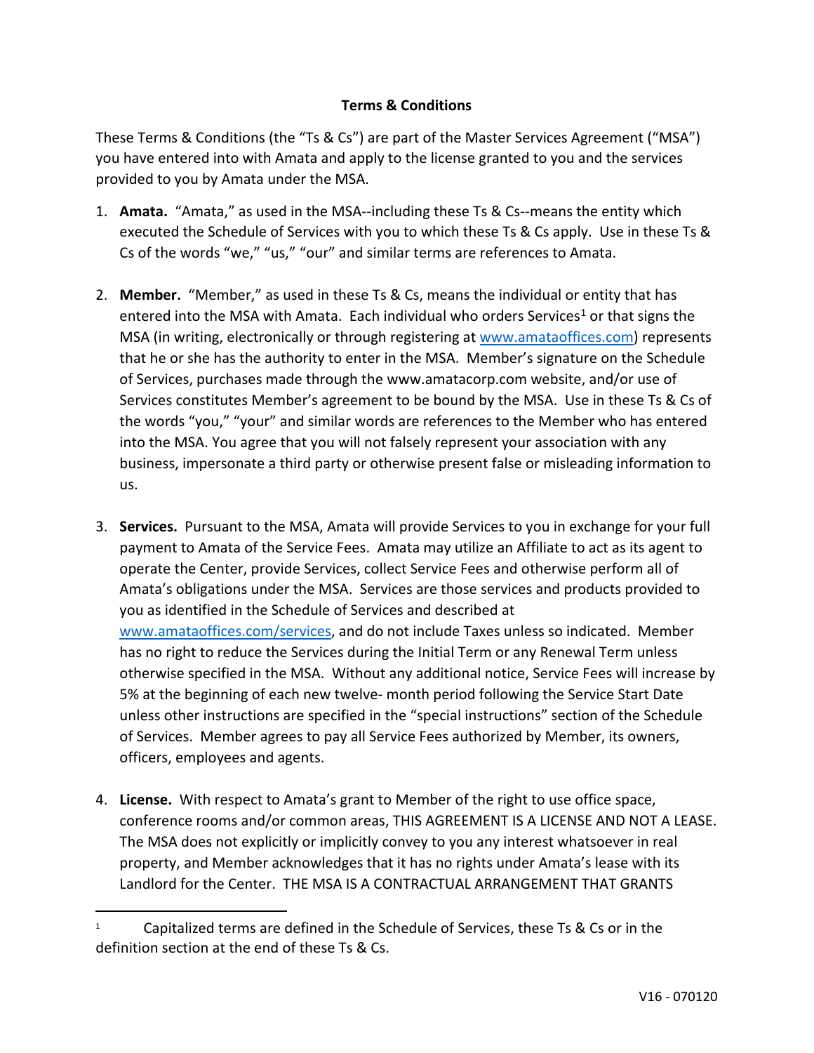**Terms & Conditions**

These Terms & Conditions (the "Ts & Cs") are part of the Master Services Agreement ("MSA") you have entered into with Amata and apply to the license granted to you and the services provided to you by Amata under the MSA.

1. **Amata.** "Amata," as used in the MSA--including these Ts & Cs--means the entity which executed the Schedule of Services with you to which these Ts & Cs apply. Use in these Ts & Cs of the words "we," "us," "our" and similar terms are references to Amata.

2. **Member.** "Member," as used in these Ts & Cs, means the individual or entity that has entered into the MSA with Amata. Each individual who orders Services[1] or that signs the MSA (in writing, electronically or through registering at www.amataoffices.com) represents that he or she has the authority to enter in the MSA. Member's signature on the Schedule of Services, purchases made through the www.amatacorp.com website, and/or use of Services constitutes Member's agreement to be bound by the MSA. Use in these Ts & Cs of the words "you," "your" and similar words are references to the Member who has entered into the MSA. You agree that you will not falsely represent your association with any business, impersonate a third party or otherwise present false or misleading information to us.

3. **Services.** Pursuant to the MSA, Amata will provide Services to you in exchange for your full payment to Amata of the Service Fees. Amata may utilize an Affiliate to act as its agent to operate the Center, provide Services, collect Service Fees and otherwise perform all of Amata's obligations under the MSA. Services are those services and products provided to you as identified in the Schedule of Services and described at www.amataoffices.com/services, and do not include Taxes unless so indicated. Member has no right to reduce the Services during the Initial Term or any Renewal Term unless otherwise specified in the MSA. Without any additional notice, Service Fees will increase by 5% at the beginning of each new twelve- month period following the Service Start Date unless other instructions are specified in the "special instructions" section of the Schedule of Services. Member agrees to pay all Service Fees authorized by Member, its owners, officers, employees and agents.

4. **License.** With respect to Amata's grant to Member of the right to use office space, conference rooms and/or common areas, THIS AGREEMENT IS A LICENSE AND NOT A LEASE. The MSA does not explicitly or implicitly convey to you any interest whatsoever in real property, and Member acknowledges that it has no rights under Amata's lease with its Landlord for the Center. THE MSA IS A CONTRACTUAL ARRANGEMENT THAT GRANTS

[1] Capitalized terms are defined in the Schedule of Services, these Ts & Cs or in the definition section at the end of these Ts & Cs.

V16 - 070120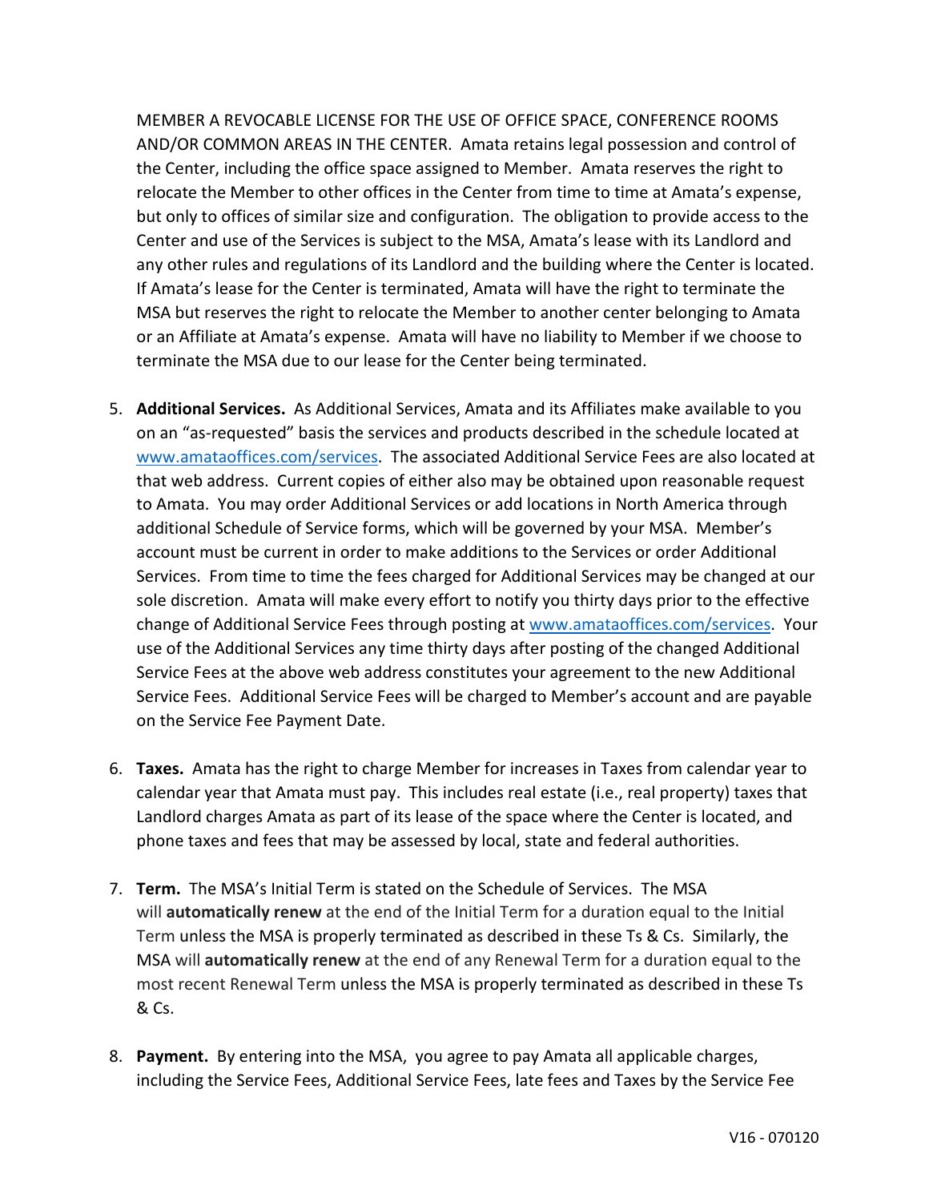MEMBER A REVOCABLE LICENSE FOR THE USE OF OFFICE SPACE, CONFERENCE ROOMS AND/OR COMMON AREAS IN THE CENTER. Amata retains legal possession and control of the Center, including the office space assigned to Member. Amata reserves the right to relocate the Member to other offices in the Center from time to time at Amata's expense, but only to offices of similar size and configuration. The obligation to provide access to the Center and use of the Services is subject to the MSA, Amata's lease with its Landlord and any other rules and regulations of its Landlord and the building where the Center is located. If Amata's lease for the Center is terminated, Amata will have the right to terminate the MSA but reserves the right to relocate the Member to another center belonging to Amata or an Affiliate at Amata's expense. Amata will have no liability to Member if we choose to terminate the MSA due to our lease for the Center being terminated.

5. **Additional Services.** As Additional Services, Amata and its Affiliates make available to you on an "as-requested" basis the services and products described in the schedule located at www.amataoffices.com/services. The associated Additional Service Fees are also located at that web address. Current copies of either also may be obtained upon reasonable request to Amata. You may order Additional Services or add locations in North America through additional Schedule of Service forms, which will be governed by your MSA. Member's account must be current in order to make additions to the Services or order Additional Services. From time to time the fees charged for Additional Services may be changed at our sole discretion. Amata will make every effort to notify you thirty days prior to the effective change of Additional Service Fees through posting at www.amataoffices.com/services. Your use of the Additional Services any time thirty days after posting of the changed Additional Service Fees at the above web address constitutes your agreement to the new Additional Service Fees. Additional Service Fees will be charged to Member's account and are payable on the Service Fee Payment Date.

6. **Taxes.** Amata has the right to charge Member for increases in Taxes from calendar year to calendar year that Amata must pay. This includes real estate (i.e., real property) taxes that Landlord charges Amata as part of its lease of the space where the Center is located, and phone taxes and fees that may be assessed by local, state and federal authorities.

7. **Term.** The MSA's Initial Term is stated on the Schedule of Services. The MSA will **automatically renew** at the end of the Initial Term for a duration equal to the Initial Term unless the MSA is properly terminated as described in these Ts & Cs. Similarly, the MSA will **automatically renew** at the end of any Renewal Term for a duration equal to the most recent Renewal Term unless the MSA is properly terminated as described in these Ts & Cs.

8. **Payment.** By entering into the MSA, you agree to pay Amata all applicable charges, including the Service Fees, Additional Service Fees, late fees and Taxes by the Service Fee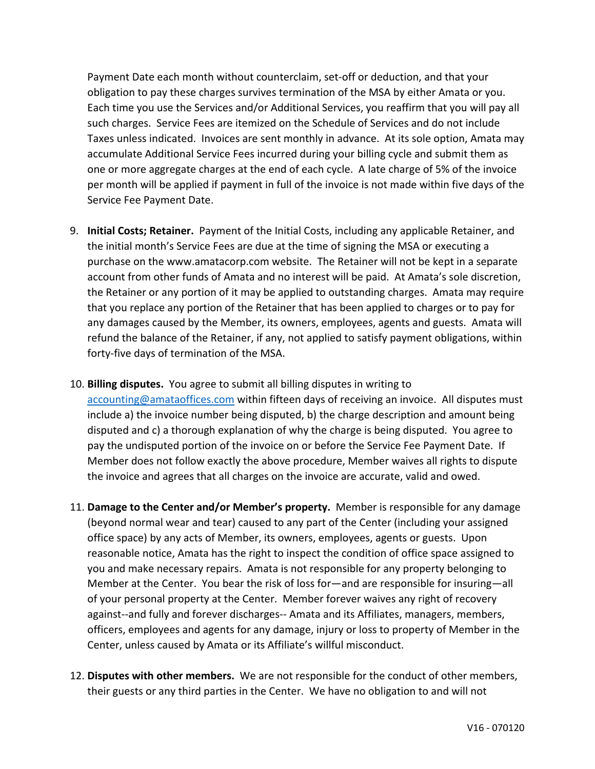Payment Date each month without counterclaim, set-off or deduction, and that your obligation to pay these charges survives termination of the MSA by either Amata or you. Each time you use the Services and/or Additional Services, you reaffirm that you will pay all such charges. Service Fees are itemized on the Schedule of Services and do not include Taxes unless indicated. Invoices are sent monthly in advance. At its sole option, Amata may accumulate Additional Service Fees incurred during your billing cycle and submit them as one or more aggregate charges at the end of each cycle. A late charge of 5% of the invoice per month will be applied if payment in full of the invoice is not made within five days of the Service Fee Payment Date.

9. **Initial Costs; Retainer.** Payment of the Initial Costs, including any applicable Retainer, and the initial month's Service Fees are due at the time of signing the MSA or executing a purchase on the www.amatacorp.com website. The Retainer will not be kept in a separate account from other funds of Amata and no interest will be paid. At Amata's sole discretion, the Retainer or any portion of it may be applied to outstanding charges. Amata may require that you replace any portion of the Retainer that has been applied to charges or to pay for any damages caused by the Member, its owners, employees, agents and guests. Amata will refund the balance of the Retainer, if any, not applied to satisfy payment obligations, within forty-five days of termination of the MSA.

10. **Billing disputes.** You agree to submit all billing disputes in writing to accounting@amataoffices.com within fifteen days of receiving an invoice. All disputes must include a) the invoice number being disputed, b) the charge description and amount being disputed and c) a thorough explanation of why the charge is being disputed. You agree to pay the undisputed portion of the invoice on or before the Service Fee Payment Date. If Member does not follow exactly the above procedure, Member waives all rights to dispute the invoice and agrees that all charges on the invoice are accurate, valid and owed.

11. **Damage to the Center and/or Member's property.** Member is responsible for any damage (beyond normal wear and tear) caused to any part of the Center (including your assigned office space) by any acts of Member, its owners, employees, agents or guests. Upon reasonable notice, Amata has the right to inspect the condition of office space assigned to you and make necessary repairs. Amata is not responsible for any property belonging to Member at the Center. You bear the risk of loss for—and are responsible for insuring—all of your personal property at the Center. Member forever waives any right of recovery against--and fully and forever discharges-- Amata and its Affiliates, managers, members, officers, employees and agents for any damage, injury or loss to property of Member in the Center, unless caused by Amata or its Affiliate's willful misconduct.

12. **Disputes with other members.** We are not responsible for the conduct of other members, their guests or any third parties in the Center. We have no obligation to and will not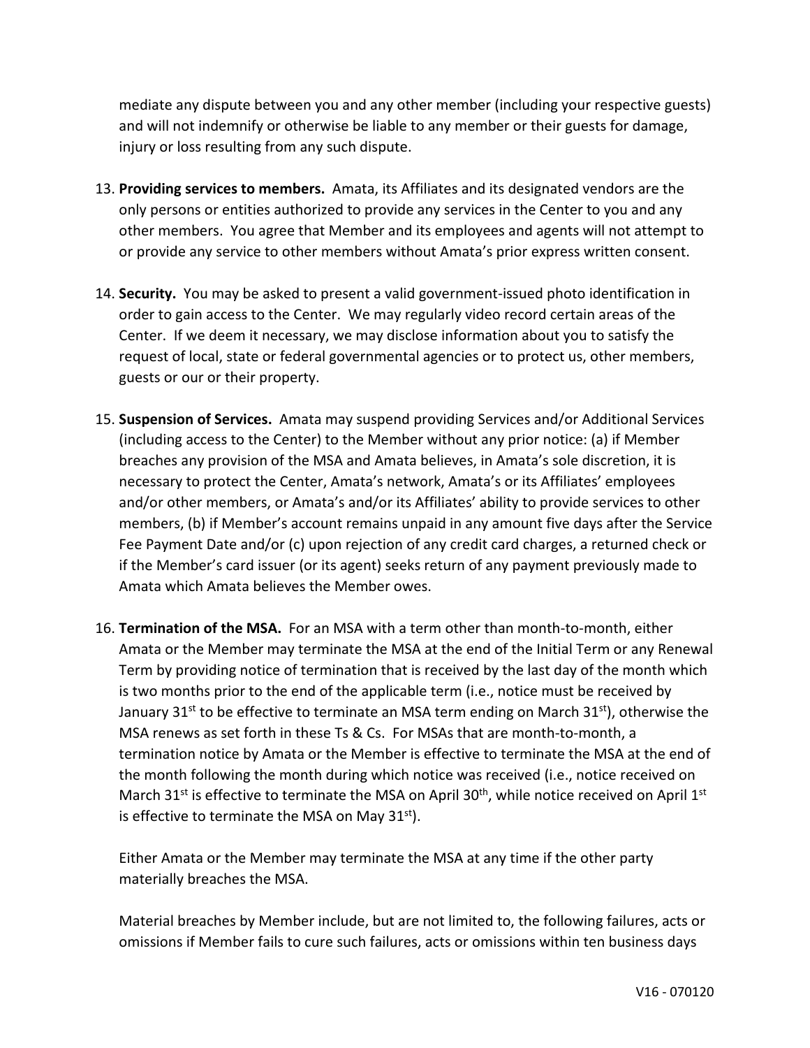mediate any dispute between you and any other member (including your respective guests) and will not indemnify or otherwise be liable to any member or their guests for damage, injury or loss resulting from any such dispute.

13. **Providing services to members.** Amata, its Affiliates and its designated vendors are the only persons or entities authorized to provide any services in the Center to you and any other members. You agree that Member and its employees and agents will not attempt to or provide any service to other members without Amata's prior express written consent.

14. **Security.** You may be asked to present a valid government-issued photo identification in order to gain access to the Center. We may regularly video record certain areas of the Center. If we deem it necessary, we may disclose information about you to satisfy the request of local, state or federal governmental agencies or to protect us, other members, guests or our or their property.

15. **Suspension of Services.** Amata may suspend providing Services and/or Additional Services (including access to the Center) to the Member without any prior notice: (a) if Member breaches any provision of the MSA and Amata believes, in Amata's sole discretion, it is necessary to protect the Center, Amata's network, Amata's or its Affiliates' employees and/or other members, or Amata's and/or its Affiliates' ability to provide services to other members, (b) if Member's account remains unpaid in any amount five days after the Service Fee Payment Date and/or (c) upon rejection of any credit card charges, a returned check or if the Member's card issuer (or its agent) seeks return of any payment previously made to Amata which Amata believes the Member owes.

16. **Termination of the MSA.** For an MSA with a term other than month-to-month, either Amata or the Member may terminate the MSA at the end of the Initial Term or any Renewal Term by providing notice of termination that is received by the last day of the month which is two months prior to the end of the applicable term (i.e., notice must be received by January 31st to be effective to terminate an MSA term ending on March 31st), otherwise the MSA renews as set forth in these Ts & Cs. For MSAs that are month-to-month, a termination notice by Amata or the Member is effective to terminate the MSA at the end of the month following the month during which notice was received (i.e., notice received on March 31st is effective to terminate the MSA on April 30th, while notice received on April 1st is effective to terminate the MSA on May 31st).

    Either Amata or the Member may terminate the MSA at any time if the other party materially breaches the MSA.

    Material breaches by Member include, but are not limited to, the following failures, acts or omissions if Member fails to cure such failures, acts or omissions within ten business days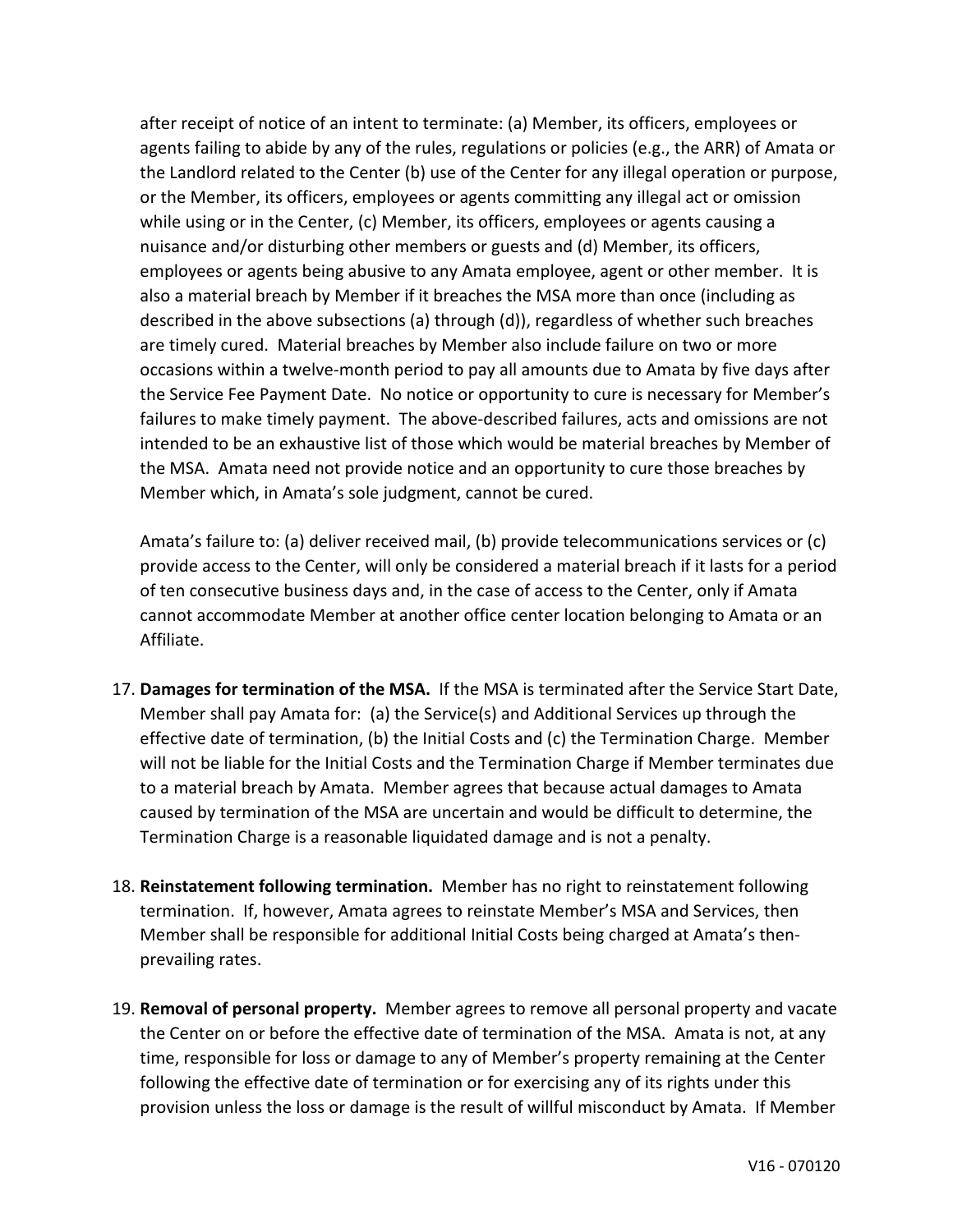after receipt of notice of an intent to terminate: (a) Member, its officers, employees or agents failing to abide by any of the rules, regulations or policies (e.g., the ARR) of Amata or the Landlord related to the Center (b) use of the Center for any illegal operation or purpose, or the Member, its officers, employees or agents committing any illegal act or omission while using or in the Center, (c) Member, its officers, employees or agents causing a nuisance and/or disturbing other members or guests and (d) Member, its officers, employees or agents being abusive to any Amata employee, agent or other member. It is also a material breach by Member if it breaches the MSA more than once (including as described in the above subsections (a) through (d)), regardless of whether such breaches are timely cured. Material breaches by Member also include failure on two or more occasions within a twelve-month period to pay all amounts due to Amata by five days after the Service Fee Payment Date. No notice or opportunity to cure is necessary for Member's failures to make timely payment. The above-described failures, acts and omissions are not intended to be an exhaustive list of those which would be material breaches by Member of the MSA. Amata need not provide notice and an opportunity to cure those breaches by Member which, in Amata's sole judgment, cannot be cured.

Amata's failure to: (a) deliver received mail, (b) provide telecommunications services or (c) provide access to the Center, will only be considered a material breach if it lasts for a period of ten consecutive business days and, in the case of access to the Center, only if Amata cannot accommodate Member at another office center location belonging to Amata or an Affiliate.

17. **Damages for termination of the MSA.** If the MSA is terminated after the Service Start Date, Member shall pay Amata for: (a) the Service(s) and Additional Services up through the effective date of termination, (b) the Initial Costs and (c) the Termination Charge. Member will not be liable for the Initial Costs and the Termination Charge if Member terminates due to a material breach by Amata. Member agrees that because actual damages to Amata caused by termination of the MSA are uncertain and would be difficult to determine, the Termination Charge is a reasonable liquidated damage and is not a penalty.

18. **Reinstatement following termination.** Member has no right to reinstatement following termination. If, however, Amata agrees to reinstate Member's MSA and Services, then Member shall be responsible for additional Initial Costs being charged at Amata's then-prevailing rates.

19. **Removal of personal property.** Member agrees to remove all personal property and vacate the Center on or before the effective date of termination of the MSA. Amata is not, at any time, responsible for loss or damage to any of Member's property remaining at the Center following the effective date of termination or for exercising any of its rights under this provision unless the loss or damage is the result of willful misconduct by Amata. If Member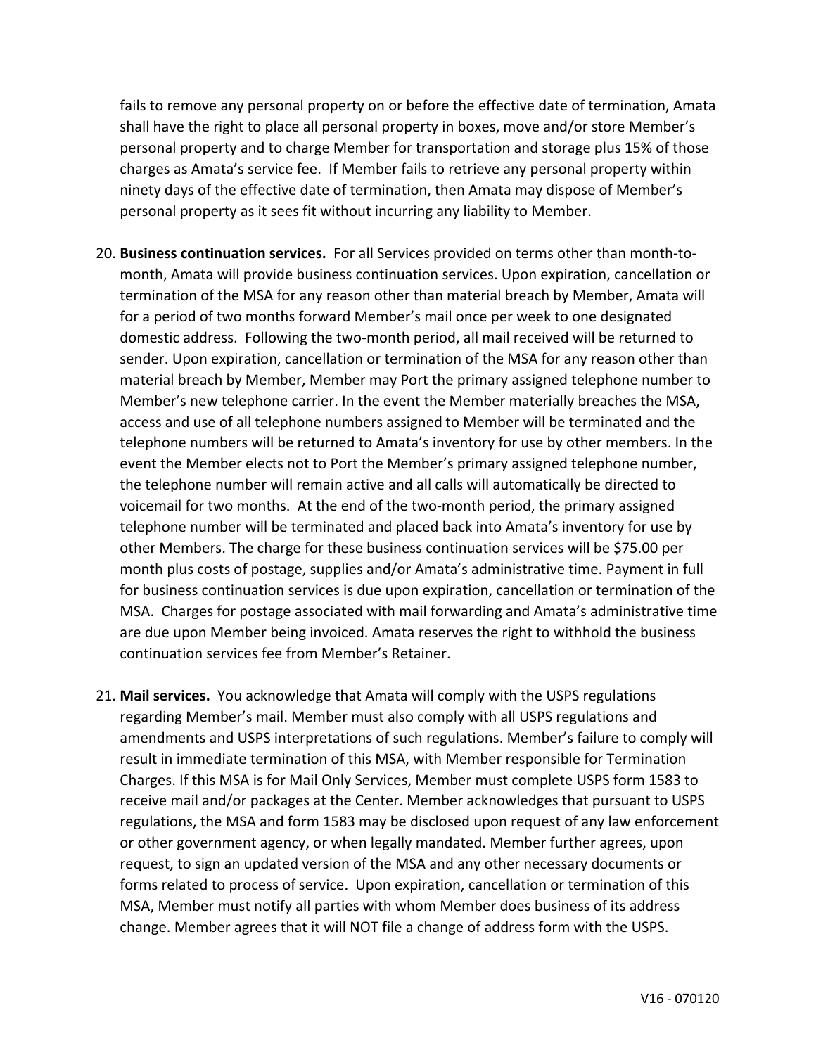fails to remove any personal property on or before the effective date of termination, Amata shall have the right to place all personal property in boxes, move and/or store Member's personal property and to charge Member for transportation and storage plus 15% of those charges as Amata's service fee. If Member fails to retrieve any personal property within ninety days of the effective date of termination, then Amata may dispose of Member's personal property as it sees fit without incurring any liability to Member.

20. **Business continuation services.** For all Services provided on terms other than month-to-month, Amata will provide business continuation services. Upon expiration, cancellation or termination of the MSA for any reason other than material breach by Member, Amata will for a period of two months forward Member's mail once per week to one designated domestic address. Following the two-month period, all mail received will be returned to sender. Upon expiration, cancellation or termination of the MSA for any reason other than material breach by Member, Member may Port the primary assigned telephone number to Member's new telephone carrier. In the event the Member materially breaches the MSA, access and use of all telephone numbers assigned to Member will be terminated and the telephone numbers will be returned to Amata's inventory for use by other members. In the event the Member elects not to Port the Member's primary assigned telephone number, the telephone number will remain active and all calls will automatically be directed to voicemail for two months. At the end of the two-month period, the primary assigned telephone number will be terminated and placed back into Amata's inventory for use by other Members. The charge for these business continuation services will be $75.00 per month plus costs of postage, supplies and/or Amata's administrative time. Payment in full for business continuation services is due upon expiration, cancellation or termination of the MSA. Charges for postage associated with mail forwarding and Amata's administrative time are due upon Member being invoiced. Amata reserves the right to withhold the business continuation services fee from Member's Retainer.

21. **Mail services.** You acknowledge that Amata will comply with the USPS regulations regarding Member's mail. Member must also comply with all USPS regulations and amendments and USPS interpretations of such regulations. Member's failure to comply will result in immediate termination of this MSA, with Member responsible for Termination Charges. If this MSA is for Mail Only Services, Member must complete USPS form 1583 to receive mail and/or packages at the Center. Member acknowledges that pursuant to USPS regulations, the MSA and form 1583 may be disclosed upon request of any law enforcement or other government agency, or when legally mandated. Member further agrees, upon request, to sign an updated version of the MSA and any other necessary documents or forms related to process of service. Upon expiration, cancellation or termination of this MSA, Member must notify all parties with whom Member does business of its address change. Member agrees that it will NOT file a change of address form with the USPS.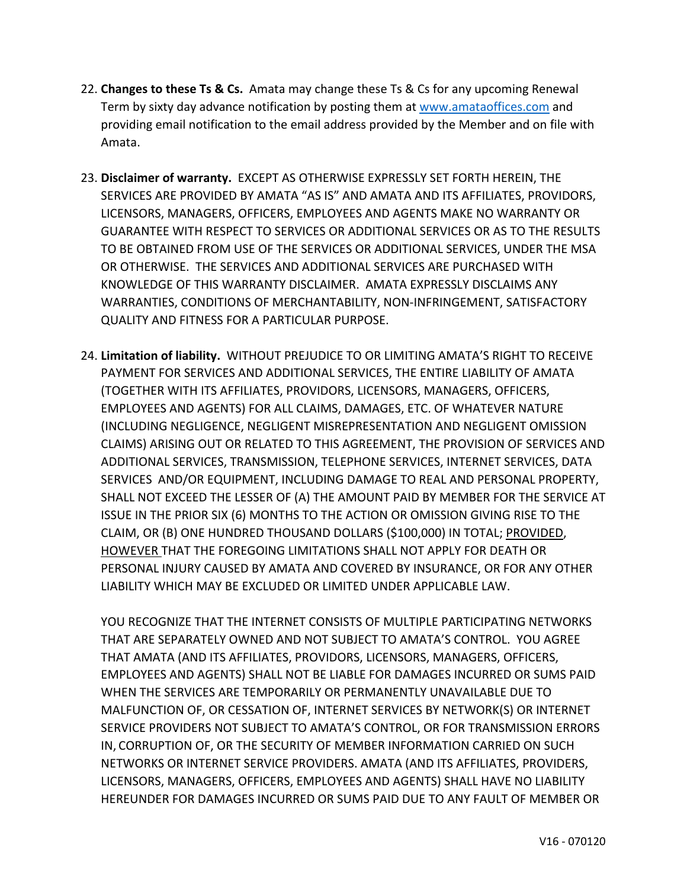22. **Changes to these Ts & Cs.** Amata may change these Ts & Cs for any upcoming Renewal Term by sixty day advance notification by posting them at www.amataoffices.com and providing email notification to the email address provided by the Member and on file with Amata.

23. **Disclaimer of warranty.** EXCEPT AS OTHERWISE EXPRESSLY SET FORTH HEREIN, THE SERVICES ARE PROVIDED BY AMATA "AS IS" AND AMATA AND ITS AFFILIATES, PROVIDORS, LICENSORS, MANAGERS, OFFICERS, EMPLOYEES AND AGENTS MAKE NO WARRANTY OR GUARANTEE WITH RESPECT TO SERVICES OR ADDITIONAL SERVICES OR AS TO THE RESULTS TO BE OBTAINED FROM USE OF THE SERVICES OR ADDITIONAL SERVICES, UNDER THE MSA OR OTHERWISE. THE SERVICES AND ADDITIONAL SERVICES ARE PURCHASED WITH KNOWLEDGE OF THIS WARRANTY DISCLAIMER. AMATA EXPRESSLY DISCLAIMS ANY WARRANTIES, CONDITIONS OF MERCHANTABILITY, NON-INFRINGEMENT, SATISFACTORY QUALITY AND FITNESS FOR A PARTICULAR PURPOSE.

24. **Limitation of liability.** WITHOUT PREJUDICE TO OR LIMITING AMATA'S RIGHT TO RECEIVE PAYMENT FOR SERVICES AND ADDITIONAL SERVICES, THE ENTIRE LIABILITY OF AMATA (TOGETHER WITH ITS AFFILIATES, PROVIDORS, LICENSORS, MANAGERS, OFFICERS, EMPLOYEES AND AGENTS) FOR ALL CLAIMS, DAMAGES, ETC. OF WHATEVER NATURE (INCLUDING NEGLIGENCE, NEGLIGENT MISREPRESENTATION AND NEGLIGENT OMISSION CLAIMS) ARISING OUT OR RELATED TO THIS AGREEMENT, THE PROVISION OF SERVICES AND ADDITIONAL SERVICES, TRANSMISSION, TELEPHONE SERVICES, INTERNET SERVICES, DATA SERVICES AND/OR EQUIPMENT, INCLUDING DAMAGE TO REAL AND PERSONAL PROPERTY, SHALL NOT EXCEED THE LESSER OF (A) THE AMOUNT PAID BY MEMBER FOR THE SERVICE AT ISSUE IN THE PRIOR SIX (6) MONTHS TO THE ACTION OR OMISSION GIVING RISE TO THE CLAIM, OR (B) ONE HUNDRED THOUSAND DOLLARS ($100,000) IN TOTAL; PROVIDED, HOWEVER THAT THE FOREGOING LIMITATIONS SHALL NOT APPLY FOR DEATH OR PERSONAL INJURY CAUSED BY AMATA AND COVERED BY INSURANCE, OR FOR ANY OTHER LIABILITY WHICH MAY BE EXCLUDED OR LIMITED UNDER APPLICABLE LAW.

    YOU RECOGNIZE THAT THE INTERNET CONSISTS OF MULTIPLE PARTICIPATING NETWORKS THAT ARE SEPARATELY OWNED AND NOT SUBJECT TO AMATA'S CONTROL. YOU AGREE THAT AMATA (AND ITS AFFILIATES, PROVIDORS, LICENSORS, MANAGERS, OFFICERS, EMPLOYEES AND AGENTS) SHALL NOT BE LIABLE FOR DAMAGES INCURRED OR SUMS PAID WHEN THE SERVICES ARE TEMPORARILY OR PERMANENTLY UNAVAILABLE DUE TO MALFUNCTION OF, OR CESSATION OF, INTERNET SERVICES BY NETWORK(S) OR INTERNET SERVICE PROVIDERS NOT SUBJECT TO AMATA'S CONTROL, OR FOR TRANSMISSION ERRORS IN, CORRUPTION OF, OR THE SECURITY OF MEMBER INFORMATION CARRIED ON SUCH NETWORKS OR INTERNET SERVICE PROVIDERS. AMATA (AND ITS AFFILIATES, PROVIDERS, LICENSORS, MANAGERS, OFFICERS, EMPLOYEES AND AGENTS) SHALL HAVE NO LIABILITY HEREUNDER FOR DAMAGES INCURRED OR SUMS PAID DUE TO ANY FAULT OF MEMBER OR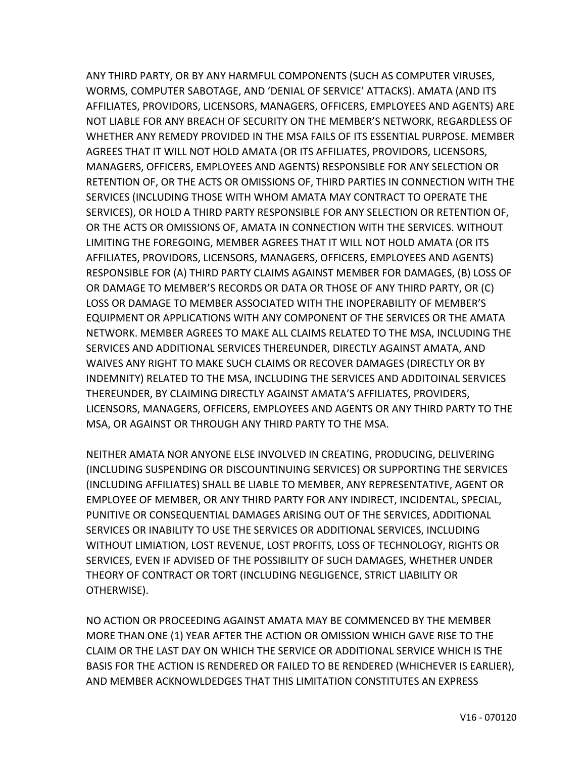ANY THIRD PARTY, OR BY ANY HARMFUL COMPONENTS (SUCH AS COMPUTER VIRUSES, WORMS, COMPUTER SABOTAGE, AND 'DENIAL OF SERVICE' ATTACKS). AMATA (AND ITS AFFILIATES, PROVIDORS, LICENSORS, MANAGERS, OFFICERS, EMPLOYEES AND AGENTS) ARE NOT LIABLE FOR ANY BREACH OF SECURITY ON THE MEMBER'S NETWORK, REGARDLESS OF WHETHER ANY REMEDY PROVIDED IN THE MSA FAILS OF ITS ESSENTIAL PURPOSE. MEMBER AGREES THAT IT WILL NOT HOLD AMATA (OR ITS AFFILIATES, PROVIDORS, LICENSORS, MANAGERS, OFFICERS, EMPLOYEES AND AGENTS) RESPONSIBLE FOR ANY SELECTION OR RETENTION OF, OR THE ACTS OR OMISSIONS OF, THIRD PARTIES IN CONNECTION WITH THE SERVICES (INCLUDING THOSE WITH WHOM AMATA MAY CONTRACT TO OPERATE THE SERVICES), OR HOLD A THIRD PARTY RESPONSIBLE FOR ANY SELECTION OR RETENTION OF, OR THE ACTS OR OMISSIONS OF, AMATA IN CONNECTION WITH THE SERVICES. WITHOUT LIMITING THE FOREGOING, MEMBER AGREES THAT IT WILL NOT HOLD AMATA (OR ITS AFFILIATES, PROVIDORS, LICENSORS, MANAGERS, OFFICERS, EMPLOYEES AND AGENTS) RESPONSIBLE FOR (A) THIRD PARTY CLAIMS AGAINST MEMBER FOR DAMAGES, (B) LOSS OF OR DAMAGE TO MEMBER'S RECORDS OR DATA OR THOSE OF ANY THIRD PARTY, OR (C) LOSS OR DAMAGE TO MEMBER ASSOCIATED WITH THE INOPERABILITY OF MEMBER'S EQUIPMENT OR APPLICATIONS WITH ANY COMPONENT OF THE SERVICES OR THE AMATA NETWORK. MEMBER AGREES TO MAKE ALL CLAIMS RELATED TO THE MSA, INCLUDING THE SERVICES AND ADDITIONAL SERVICES THEREUNDER, DIRECTLY AGAINST AMATA, AND WAIVES ANY RIGHT TO MAKE SUCH CLAIMS OR RECOVER DAMAGES (DIRECTLY OR BY INDEMNITY) RELATED TO THE MSA, INCLUDING THE SERVICES AND ADDITOINAL SERVICES THEREUNDER, BY CLAIMING DIRECTLY AGAINST AMATA'S AFFILIATES, PROVIDERS, LICENSORS, MANAGERS, OFFICERS, EMPLOYEES AND AGENTS OR ANY THIRD PARTY TO THE MSA, OR AGAINST OR THROUGH ANY THIRD PARTY TO THE MSA.

NEITHER AMATA NOR ANYONE ELSE INVOLVED IN CREATING, PRODUCING, DELIVERING (INCLUDING SUSPENDING OR DISCOUNTINUING SERVICES) OR SUPPORTING THE SERVICES (INCLUDING AFFILIATES) SHALL BE LIABLE TO MEMBER, ANY REPRESENTATIVE, AGENT OR EMPLOYEE OF MEMBER, OR ANY THIRD PARTY FOR ANY INDIRECT, INCIDENTAL, SPECIAL, PUNITIVE OR CONSEQUENTIAL DAMAGES ARISING OUT OF THE SERVICES, ADDITIONAL SERVICES OR INABILITY TO USE THE SERVICES OR ADDITIONAL SERVICES, INCLUDING WITHOUT LIMIATION, LOST REVENUE, LOST PROFITS, LOSS OF TECHNOLOGY, RIGHTS OR SERVICES, EVEN IF ADVISED OF THE POSSIBILITY OF SUCH DAMAGES, WHETHER UNDER THEORY OF CONTRACT OR TORT (INCLUDING NEGLIGENCE, STRICT LIABILITY OR OTHERWISE).

NO ACTION OR PROCEEDING AGAINST AMATA MAY BE COMMENCED BY THE MEMBER MORE THAN ONE (1) YEAR AFTER THE ACTION OR OMISSION WHICH GAVE RISE TO THE CLAIM OR THE LAST DAY ON WHICH THE SERVICE OR ADDITIONAL SERVICE WHICH IS THE BASIS FOR THE ACTION IS RENDERED OR FAILED TO BE RENDERED (WHICHEVER IS EARLIER), AND MEMBER ACKNOWLDEDGES THAT THIS LIMITATION CONSTITUTES AN EXPRESS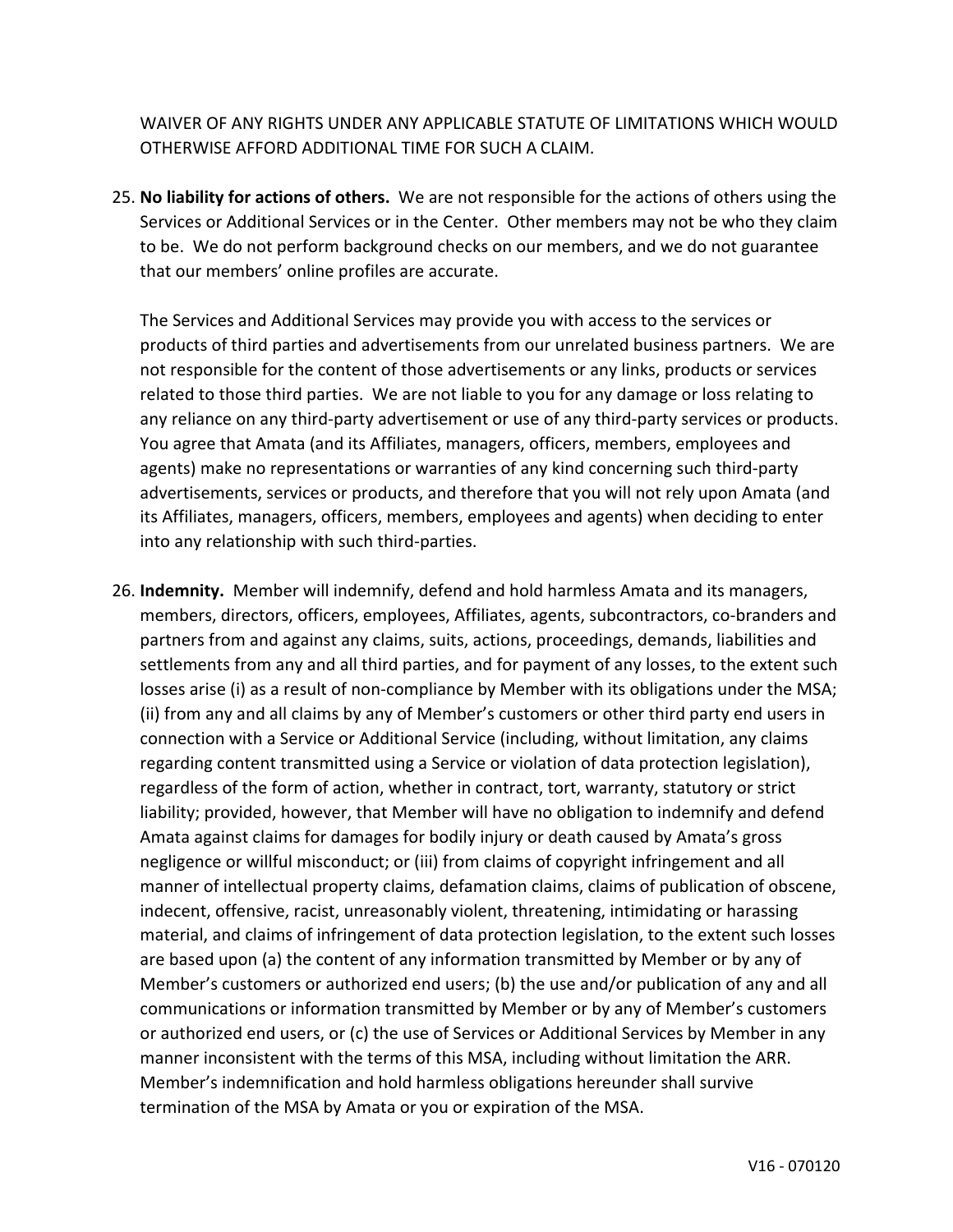WAIVER OF ANY RIGHTS UNDER ANY APPLICABLE STATUTE OF LIMITATIONS WHICH WOULD OTHERWISE AFFORD ADDITIONAL TIME FOR SUCH A CLAIM.

25. **No liability for actions of others.** We are not responsible for the actions of others using the Services or Additional Services or in the Center. Other members may not be who they claim to be. We do not perform background checks on our members, and we do not guarantee that our members' online profiles are accurate.

    The Services and Additional Services may provide you with access to the services or products of third parties and advertisements from our unrelated business partners. We are not responsible for the content of those advertisements or any links, products or services related to those third parties. We are not liable to you for any damage or loss relating to any reliance on any third-party advertisement or use of any third-party services or products. You agree that Amata (and its Affiliates, managers, officers, members, employees and agents) make no representations or warranties of any kind concerning such third-party advertisements, services or products, and therefore that you will not rely upon Amata (and its Affiliates, managers, officers, members, employees and agents) when deciding to enter into any relationship with such third-parties.

26. **Indemnity.** Member will indemnify, defend and hold harmless Amata and its managers, members, directors, officers, employees, Affiliates, agents, subcontractors, co-branders and partners from and against any claims, suits, actions, proceedings, demands, liabilities and settlements from any and all third parties, and for payment of any losses, to the extent such losses arise (i) as a result of non-compliance by Member with its obligations under the MSA; (ii) from any and all claims by any of Member's customers or other third party end users in connection with a Service or Additional Service (including, without limitation, any claims regarding content transmitted using a Service or violation of data protection legislation), regardless of the form of action, whether in contract, tort, warranty, statutory or strict liability; provided, however, that Member will have no obligation to indemnify and defend Amata against claims for damages for bodily injury or death caused by Amata's gross negligence or willful misconduct; or (iii) from claims of copyright infringement and all manner of intellectual property claims, defamation claims, claims of publication of obscene, indecent, offensive, racist, unreasonably violent, threatening, intimidating or harassing material, and claims of infringement of data protection legislation, to the extent such losses are based upon (a) the content of any information transmitted by Member or by any of Member's customers or authorized end users; (b) the use and/or publication of any and all communications or information transmitted by Member or by any of Member's customers or authorized end users, or (c) the use of Services or Additional Services by Member in any manner inconsistent with the terms of this MSA, including without limitation the ARR. Member's indemnification and hold harmless obligations hereunder shall survive termination of the MSA by Amata or you or expiration of the MSA.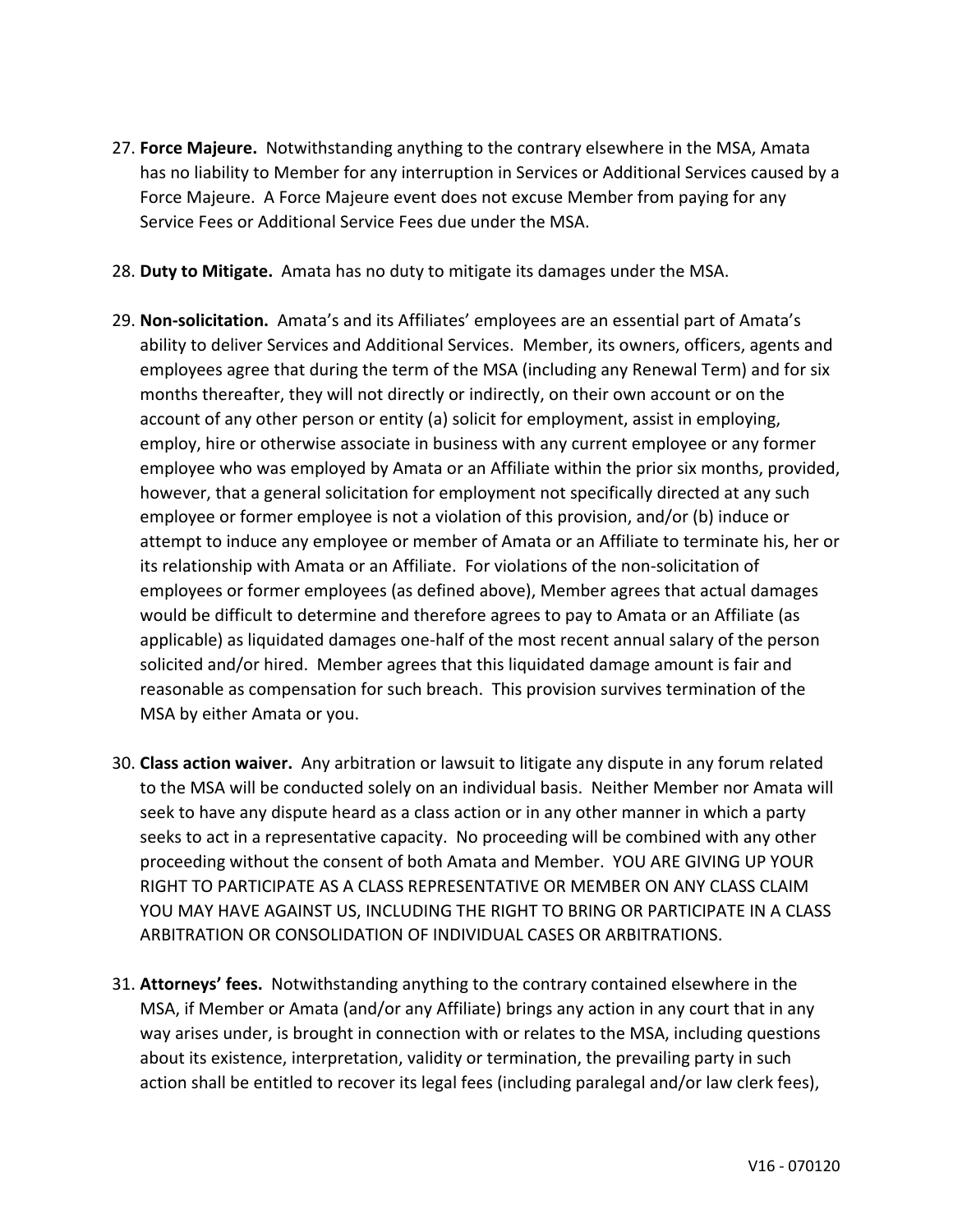27. **Force Majeure.** Notwithstanding anything to the contrary elsewhere in the MSA, Amata has no liability to Member for any interruption in Services or Additional Services caused by a Force Majeure. A Force Majeure event does not excuse Member from paying for any Service Fees or Additional Service Fees due under the MSA.

28. **Duty to Mitigate.** Amata has no duty to mitigate its damages under the MSA.

29. **Non-solicitation.** Amata's and its Affiliates' employees are an essential part of Amata's ability to deliver Services and Additional Services. Member, its owners, officers, agents and employees agree that during the term of the MSA (including any Renewal Term) and for six months thereafter, they will not directly or indirectly, on their own account or on the account of any other person or entity (a) solicit for employment, assist in employing, employ, hire or otherwise associate in business with any current employee or any former employee who was employed by Amata or an Affiliate within the prior six months, provided, however, that a general solicitation for employment not specifically directed at any such employee or former employee is not a violation of this provision, and/or (b) induce or attempt to induce any employee or member of Amata or an Affiliate to terminate his, her or its relationship with Amata or an Affiliate. For violations of the non-solicitation of employees or former employees (as defined above), Member agrees that actual damages would be difficult to determine and therefore agrees to pay to Amata or an Affiliate (as applicable) as liquidated damages one-half of the most recent annual salary of the person solicited and/or hired. Member agrees that this liquidated damage amount is fair and reasonable as compensation for such breach. This provision survives termination of the MSA by either Amata or you.

30. **Class action waiver.** Any arbitration or lawsuit to litigate any dispute in any forum related to the MSA will be conducted solely on an individual basis. Neither Member nor Amata will seek to have any dispute heard as a class action or in any other manner in which a party seeks to act in a representative capacity. No proceeding will be combined with any other proceeding without the consent of both Amata and Member. YOU ARE GIVING UP YOUR RIGHT TO PARTICIPATE AS A CLASS REPRESENTATIVE OR MEMBER ON ANY CLASS CLAIM YOU MAY HAVE AGAINST US, INCLUDING THE RIGHT TO BRING OR PARTICIPATE IN A CLASS ARBITRATION OR CONSOLIDATION OF INDIVIDUAL CASES OR ARBITRATIONS.

31. **Attorneys' fees.** Notwithstanding anything to the contrary contained elsewhere in the MSA, if Member or Amata (and/or any Affiliate) brings any action in any court that in any way arises under, is brought in connection with or relates to the MSA, including questions about its existence, interpretation, validity or termination, the prevailing party in such action shall be entitled to recover its legal fees (including paralegal and/or law clerk fees),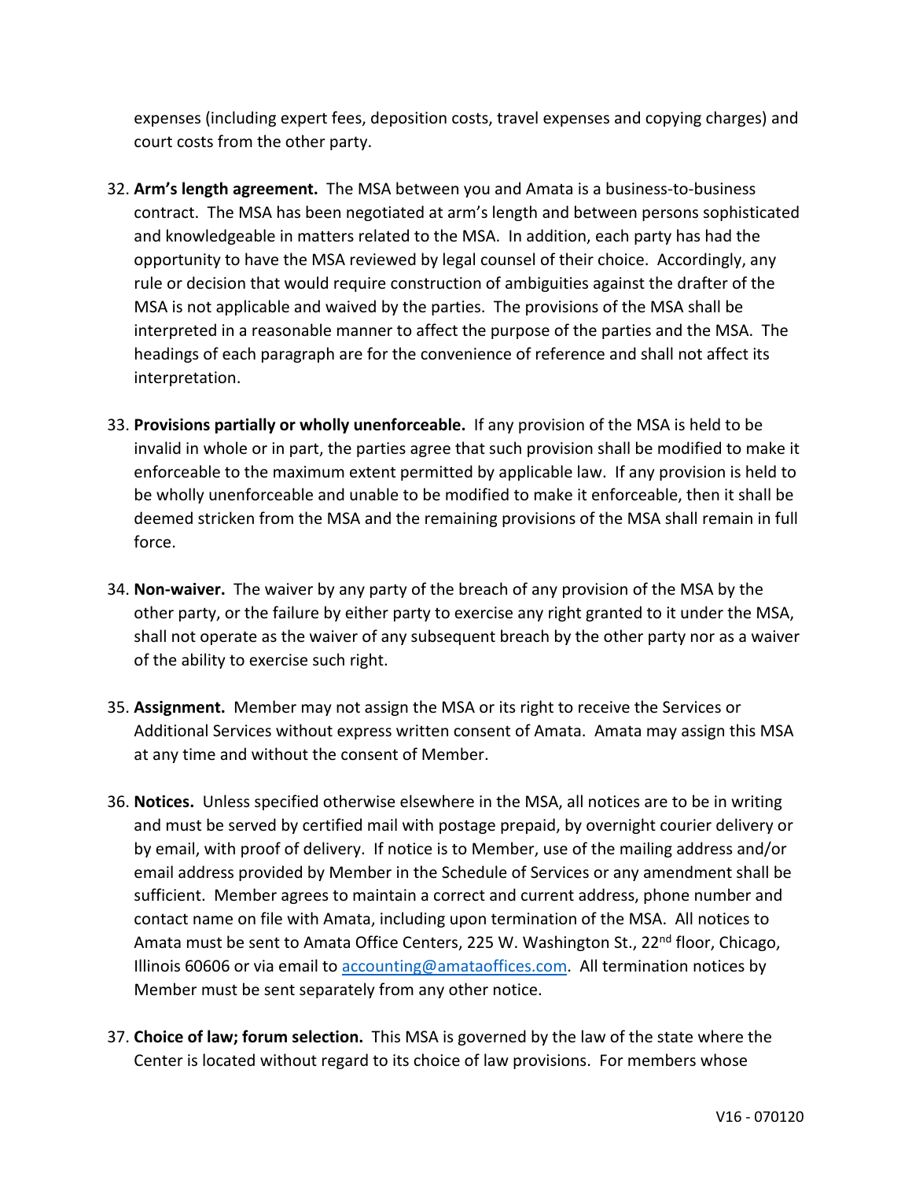expenses (including expert fees, deposition costs, travel expenses and copying charges) and court costs from the other party.

32. **Arm's length agreement.** The MSA between you and Amata is a business-to-business contract. The MSA has been negotiated at arm's length and between persons sophisticated and knowledgeable in matters related to the MSA. In addition, each party has had the opportunity to have the MSA reviewed by legal counsel of their choice. Accordingly, any rule or decision that would require construction of ambiguities against the drafter of the MSA is not applicable and waived by the parties. The provisions of the MSA shall be interpreted in a reasonable manner to affect the purpose of the parties and the MSA. The headings of each paragraph are for the convenience of reference and shall not affect its interpretation.

33. **Provisions partially or wholly unenforceable.** If any provision of the MSA is held to be invalid in whole or in part, the parties agree that such provision shall be modified to make it enforceable to the maximum extent permitted by applicable law. If any provision is held to be wholly unenforceable and unable to be modified to make it enforceable, then it shall be deemed stricken from the MSA and the remaining provisions of the MSA shall remain in full force.

34. **Non-waiver.** The waiver by any party of the breach of any provision of the MSA by the other party, or the failure by either party to exercise any right granted to it under the MSA, shall not operate as the waiver of any subsequent breach by the other party nor as a waiver of the ability to exercise such right.

35. **Assignment.** Member may not assign the MSA or its right to receive the Services or Additional Services without express written consent of Amata. Amata may assign this MSA at any time and without the consent of Member.

36. **Notices.** Unless specified otherwise elsewhere in the MSA, all notices are to be in writing and must be served by certified mail with postage prepaid, by overnight courier delivery or by email, with proof of delivery. If notice is to Member, use of the mailing address and/or email address provided by Member in the Schedule of Services or any amendment shall be sufficient. Member agrees to maintain a correct and current address, phone number and contact name on file with Amata, including upon termination of the MSA. All notices to Amata must be sent to Amata Office Centers, 225 W. Washington St., 22nd floor, Chicago, Illinois 60606 or via email to accounting@amataoffices.com. All termination notices by Member must be sent separately from any other notice.

37. **Choice of law; forum selection.** This MSA is governed by the law of the state where the Center is located without regard to its choice of law provisions. For members whose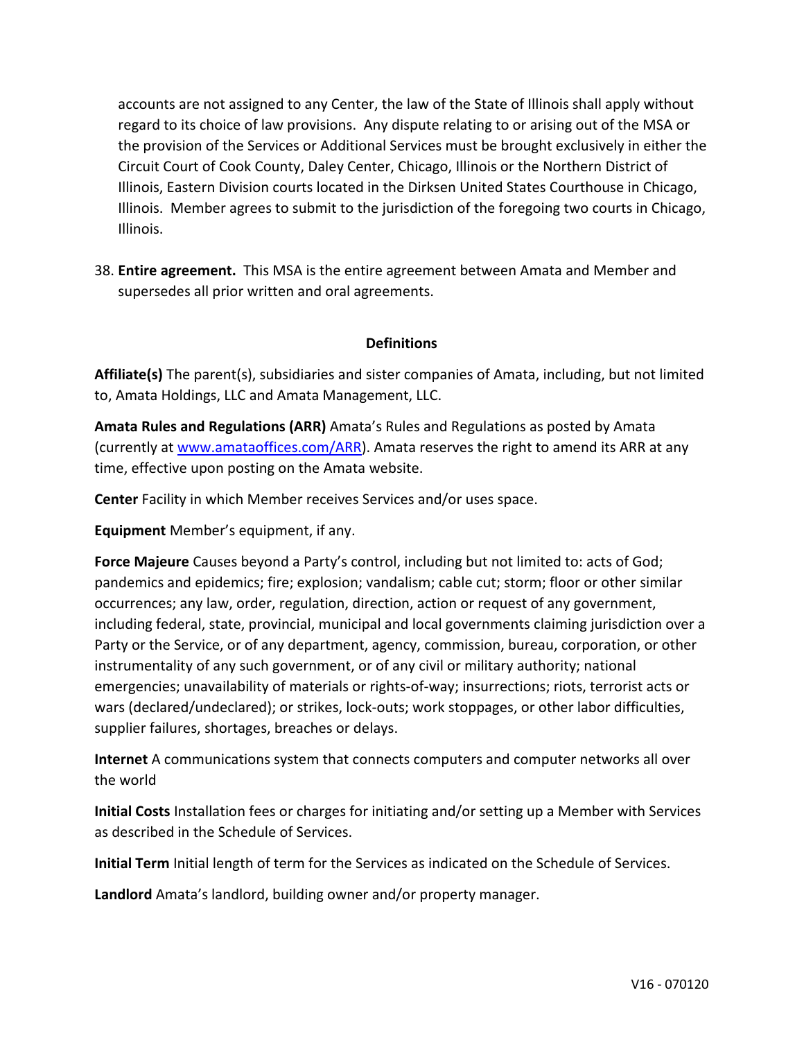accounts are not assigned to any Center, the law of the State of Illinois shall apply without regard to its choice of law provisions. Any dispute relating to or arising out of the MSA or the provision of the Services or Additional Services must be brought exclusively in either the Circuit Court of Cook County, Daley Center, Chicago, Illinois or the Northern District of Illinois, Eastern Division courts located in the Dirksen United States Courthouse in Chicago, Illinois. Member agrees to submit to the jurisdiction of the foregoing two courts in Chicago, Illinois.

38. **Entire agreement.** This MSA is the entire agreement between Amata and Member and supersedes all prior written and oral agreements.

**Definitions**

**Affiliate(s)** The parent(s), subsidiaries and sister companies of Amata, including, but not limited to, Amata Holdings, LLC and Amata Management, LLC.

**Amata Rules and Regulations (ARR)** Amata's Rules and Regulations as posted by Amata (currently at www.amataoffices.com/ARR). Amata reserves the right to amend its ARR at any time, effective upon posting on the Amata website.

**Center** Facility in which Member receives Services and/or uses space.

**Equipment** Member's equipment, if any.

**Force Majeure** Causes beyond a Party's control, including but not limited to: acts of God; pandemics and epidemics; fire; explosion; vandalism; cable cut; storm; floor or other similar occurrences; any law, order, regulation, direction, action or request of any government, including federal, state, provincial, municipal and local governments claiming jurisdiction over a Party or the Service, or of any department, agency, commission, bureau, corporation, or other instrumentality of any such government, or of any civil or military authority; national emergencies; unavailability of materials or rights-of-way; insurrections; riots, terrorist acts or wars (declared/undeclared); or strikes, lock-outs; work stoppages, or other labor difficulties, supplier failures, shortages, breaches or delays.

**Internet** A communications system that connects computers and computer networks all over the world

**Initial Costs** Installation fees or charges for initiating and/or setting up a Member with Services as described in the Schedule of Services.

**Initial Term** Initial length of term for the Services as indicated on the Schedule of Services.

**Landlord** Amata's landlord, building owner and/or property manager.

V16 - 070120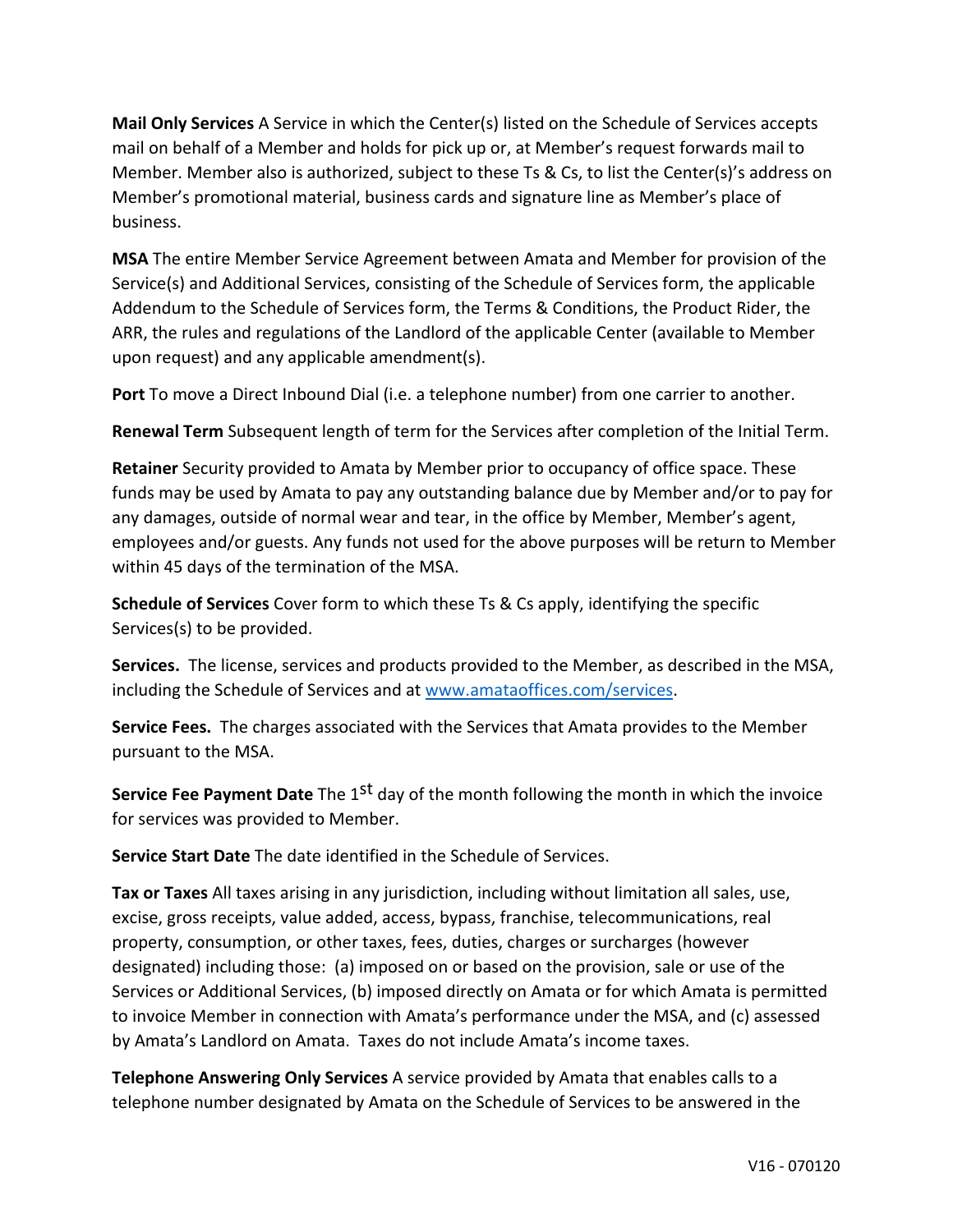**Mail Only Services** A Service in which the Center(s) listed on the Schedule of Services accepts mail on behalf of a Member and holds for pick up or, at Member's request forwards mail to Member. Member also is authorized, subject to these Ts & Cs, to list the Center(s)'s address on Member's promotional material, business cards and signature line as Member's place of business.

**MSA** The entire Member Service Agreement between Amata and Member for provision of the Service(s) and Additional Services, consisting of the Schedule of Services form, the applicable Addendum to the Schedule of Services form, the Terms & Conditions, the Product Rider, the ARR, the rules and regulations of the Landlord of the applicable Center (available to Member upon request) and any applicable amendment(s).

**Port** To move a Direct Inbound Dial (i.e. a telephone number) from one carrier to another.

**Renewal Term** Subsequent length of term for the Services after completion of the Initial Term.

**Retainer** Security provided to Amata by Member prior to occupancy of office space. These funds may be used by Amata to pay any outstanding balance due by Member and/or to pay for any damages, outside of normal wear and tear, in the office by Member, Member's agent, employees and/or guests. Any funds not used for the above purposes will be return to Member within 45 days of the termination of the MSA.

**Schedule of Services** Cover form to which these Ts & Cs apply, identifying the specific Services(s) to be provided.

**Services.** The license, services and products provided to the Member, as described in the MSA, including the Schedule of Services and at www.amataoffices.com/services.

**Service Fees.** The charges associated with the Services that Amata provides to the Member pursuant to the MSA.

**Service Fee Payment Date** The 1st day of the month following the month in which the invoice for services was provided to Member.

**Service Start Date** The date identified in the Schedule of Services.

**Tax or Taxes** All taxes arising in any jurisdiction, including without limitation all sales, use, excise, gross receipts, value added, access, bypass, franchise, telecommunications, real property, consumption, or other taxes, fees, duties, charges or surcharges (however designated) including those: (a) imposed on or based on the provision, sale or use of the Services or Additional Services, (b) imposed directly on Amata or for which Amata is permitted to invoice Member in connection with Amata's performance under the MSA, and (c) assessed by Amata's Landlord on Amata. Taxes do not include Amata's income taxes.

**Telephone Answering Only Services** A service provided by Amata that enables calls to a telephone number designated by Amata on the Schedule of Services to be answered in the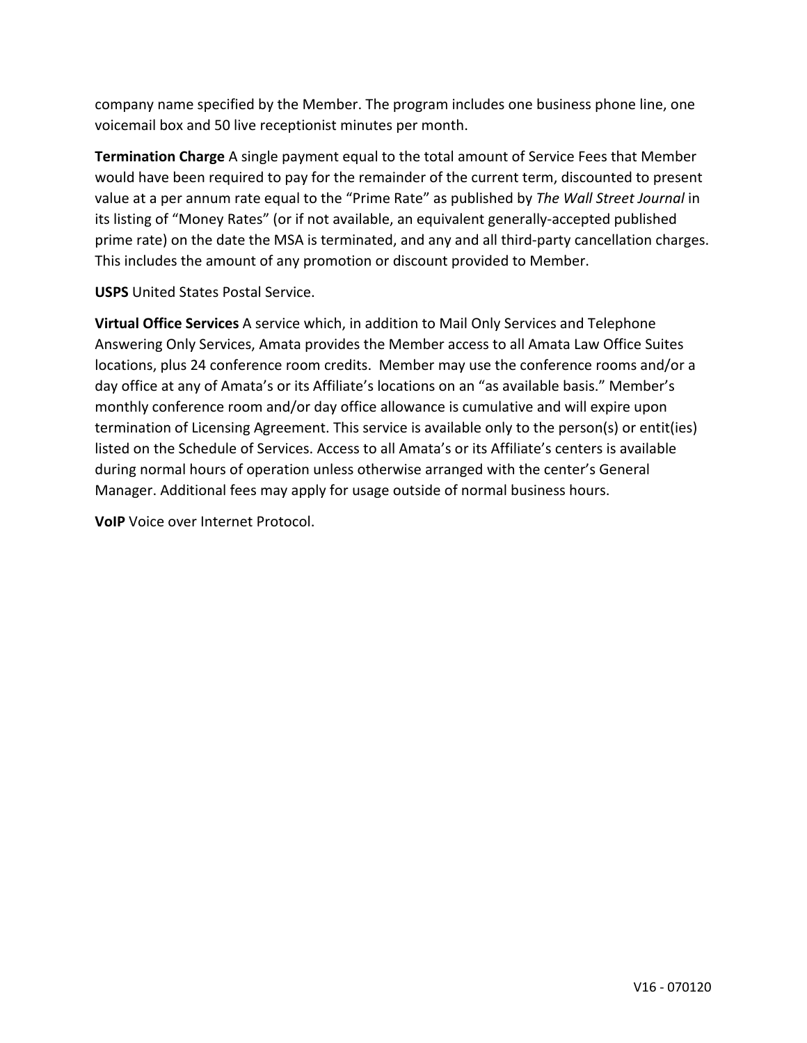company name specified by the Member. The program includes one business phone line, one voicemail box and 50 live receptionist minutes per month.

**Termination Charge** A single payment equal to the total amount of Service Fees that Member would have been required to pay for the remainder of the current term, discounted to present value at a per annum rate equal to the "Prime Rate" as published by *The Wall Street Journal* in its listing of "Money Rates" (or if not available, an equivalent generally-accepted published prime rate) on the date the MSA is terminated, and any and all third-party cancellation charges. This includes the amount of any promotion or discount provided to Member.

**USPS** United States Postal Service.

**Virtual Office Services** A service which, in addition to Mail Only Services and Telephone Answering Only Services, Amata provides the Member access to all Amata Law Office Suites locations, plus 24 conference room credits. Member may use the conference rooms and/or a day office at any of Amata's or its Affiliate's locations on an "as available basis." Member's monthly conference room and/or day office allowance is cumulative and will expire upon termination of Licensing Agreement. This service is available only to the person(s) or entit(ies) listed on the Schedule of Services. Access to all Amata's or its Affiliate's centers is available during normal hours of operation unless otherwise arranged with the center's General Manager. Additional fees may apply for usage outside of normal business hours.

**VoIP** Voice over Internet Protocol.